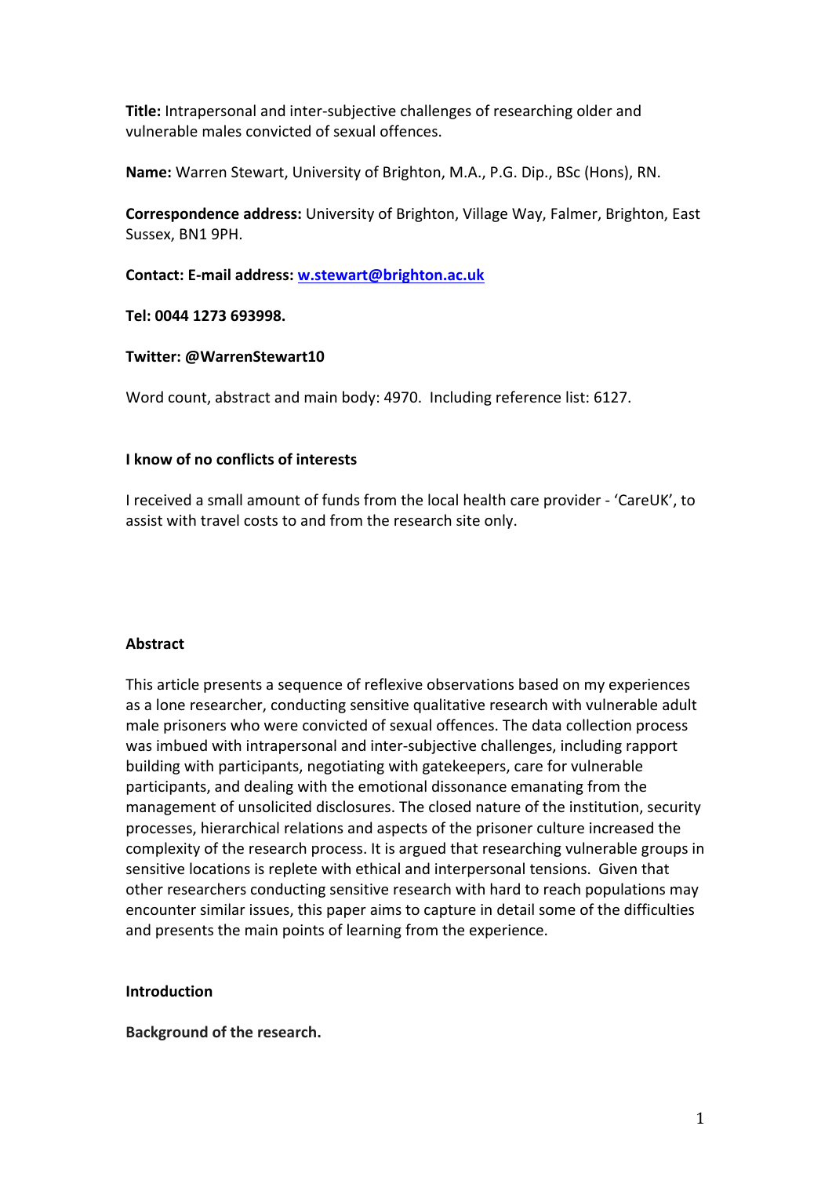**Title:** Intrapersonal and inter-subjective challenges of researching older and vulnerable males convicted of sexual offences.

**Name:** Warren Stewart, University of Brighton, M.A., P.G. Dip., BSc (Hons), RN.

**Correspondence address:** University of Brighton, Village Way, Falmer, Brighton, East Sussex, BN1 9PH.

**Contact: E-mail address: [w.stewart@brighton.ac.uk](mailto:w.stewart@brighton.ac.uk)**

**Tel: 0044 1273 693998.**

**Twitter: @WarrenStewart10**

Word count, abstract and main body: 4970. Including reference list: 6127.

**I know of no conflicts of interests**

I received a small amount of funds from the local health care provider - 'CareUK', to assist with travel costs to and from the research site only.

## Abstract

This article presents a sequence of reflexive observations based on my experiences as a lone researcher, conducting sensitive qualitative research with vulnerable adult male prisoners who were convicted of sexual offences. The data collection process was imbued with intrapersonal and inter-subjective challenges, including rapport building with participants, negotiating with gatekeepers, care for vulnerable participants, and dealing with the emotional dissonance emanating from the management of unsolicited disclosures. The closed nature of the institution, security processes, hierarchical relations and aspects of the prisoner culture increased the complexity of the research process. It is argued that researching vulnerable groups in sensitive locations is replete with ethical and interpersonal tensions. Given that other researchers conducting sensitive research with hard to reach populations may encounter similar issues, this paper aims to capture in detail some of the difficulties and presents the main points of learning from the experience.

## Introduction

### Background of the research.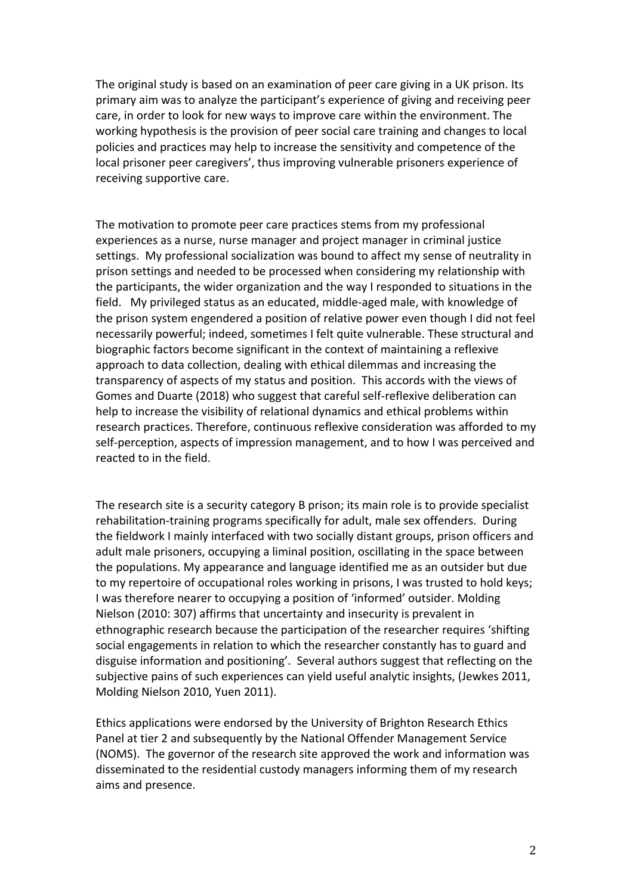The original study is based on an examination of peer care giving in a UK prison. Its primary aim was to analyze the participant's experience of giving and receiving peer care, in order to look for new ways to improve care within the environment. The working hypothesis is the provision of peer social care training and changes to local policies and practices may help to increase the sensitivity and competence of the local prisoner peer caregivers', thus improving vulnerable prisoners experience of receiving supportive care.

The motivation to promote peer care practices stems from my professional experiences as a nurse, nurse manager and project manager in criminal justice settings. My professional socialization was bound to affect my sense of neutrality in prison settings and needed to be processed when considering my relationship with the participants, the wider organization and the way I responded to situations in the field. My privileged status as an educated, middle-aged male, with knowledge of the prison system engendered a position of relative power even though I did not feel necessarily powerful; indeed, sometimes I felt quite vulnerable. These structural and biographic factors become significant in the context of maintaining a reflexive approach to data collection, dealing with ethical dilemmas and increasing the transparency of aspects of my status and position. This accords with the views of Gomes and Duarte (2018) who suggest that careful self-reflexive deliberation can help to increase the visibility of relational dynamics and ethical problems within research practices. Therefore, continuous reflexive consideration was afforded to my self-perception, aspects of impression management, and to how I was perceived and reacted to in the field.

The research site is a security category B prison; its main role is to provide specialist rehabilitation-training programs specifically for adult, male sex offenders. During the fieldwork I mainly interfaced with two socially distant groups, prison officers and adult male prisoners, occupying a liminal position, oscillating in the space between the populations. My appearance and language identified me as an outsider but due to my repertoire of occupational roles working in prisons, I was trusted to hold keys; I was therefore nearer to occupying a position of 'informed' outsider. Molding Nielson (2010: 307) affirms that uncertainty and insecurity is prevalent in ethnographic research because the participation of the researcher requires 'shifting social engagements in relation to which the researcher constantly has to guard and disguise information and positioning'. Several authors suggest that reflecting on the subjective pains of such experiences can yield useful analytic insights, (Jewkes 2011, Molding Nielson 2010, Yuen 2011).

Ethics applications were endorsed by the University of Brighton Research Ethics Panel at tier 2 and subsequently by the National Offender Management Service (NOMS). The governor of the research site approved the work and information was disseminated to the residential custody managers informing them of my research aims and presence.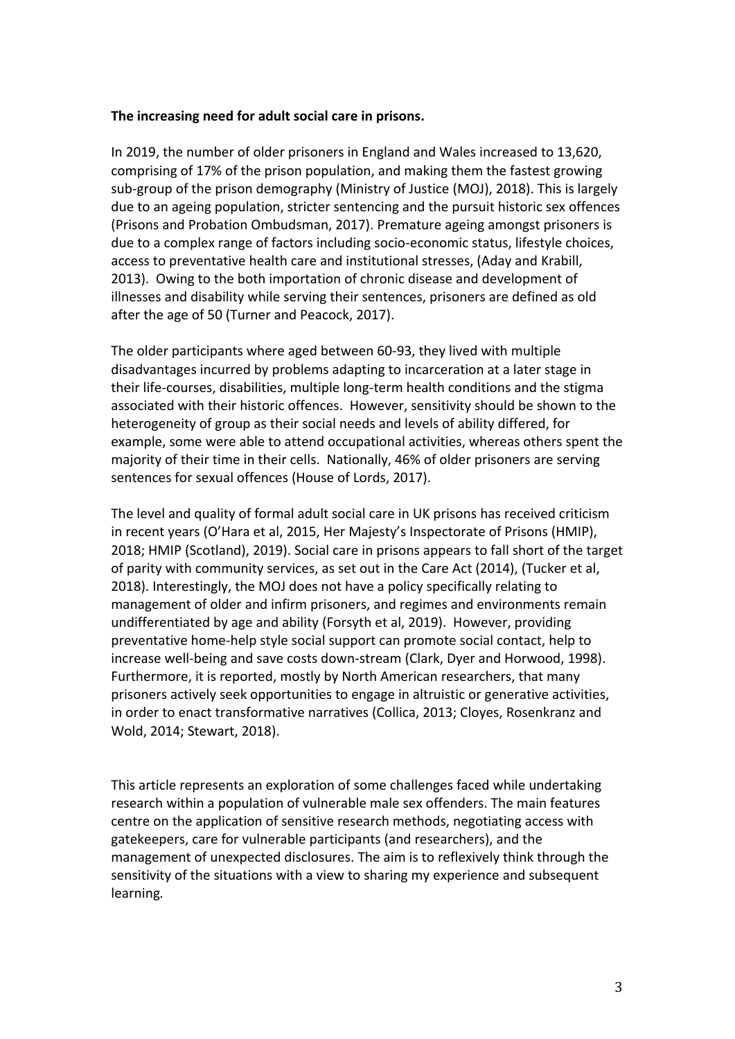**The increasing need for adult social care in prisons.**

In 2019, the number of older prisoners in England and Wales increased to 13,620, comprising of 17% of the prison population, and making them the fastest growing sub-group of the prison demography (Ministry of Justice (MOJ), 2018). This is largely due to an ageing population, stricter sentencing and the pursuit historic sex offences (Prisons and Probation Ombudsman, 2017). Premature ageing amongst prisoners is due to a complex range of factors including socio-economic status, lifestyle choices, access to preventative health care and institutional stresses, (Aday and Krabill, 2013). Owing to the both importation of chronic disease and development of illnesses and disability while serving their sentences, prisoners are defined as old after the age of 50 (Turner and Peacock, 2017).

The older participants where aged between 60-93, they lived with multiple disadvantages incurred by problems adapting to incarceration at a later stage in their life-courses, disabilities, multiple long-term health conditions and the stigma associated with their historic offences. However, sensitivity should be shown to the heterogeneity of group as their social needs and levels of ability differed, for example, some were able to attend occupational activities, whereas others spent the majority of their time in their cells. Nationally, 46% of older prisoners are serving sentences for sexual offences (House of Lords, 2017).

The level and quality of formal adult social care in UK prisons has received criticism in recent years (O'Hara et al, 2015, Her Majesty's Inspectorate of Prisons (HMIP), 2018; HMIP (Scotland), 2019). Social care in prisons appears to fall short of the target of parity with community services, as set out in the Care Act (2014), (Tucker et al, 2018). Interestingly, the MOJ does not have a policy specifically relating to management of older and infirm prisoners, and regimes and environments remain undifferentiated by age and ability (Forsyth et al, 2019). However, providing preventative home-help style social support can promote social contact, help to increase well-being and save costs down-stream (Clark, Dyer and Horwood, 1998). Furthermore, it is reported, mostly by North American researchers, that many prisoners actively seek opportunities to engage in altruistic or generative activities, in order to enact transformative narratives (Collica, 2013; Cloyes, Rosenkranz and Wold, 2014; Stewart, 2018).

This article represents an exploration of some challenges faced while undertaking research within a population of vulnerable male sex offenders. The main features centre on the application of sensitive research methods, negotiating access with gatekeepers, care for vulnerable participants (and researchers), and the management of unexpected disclosures. The aim is to reflexively think through the sensitivity of the situations with a view to sharing my experience and subsequent learning.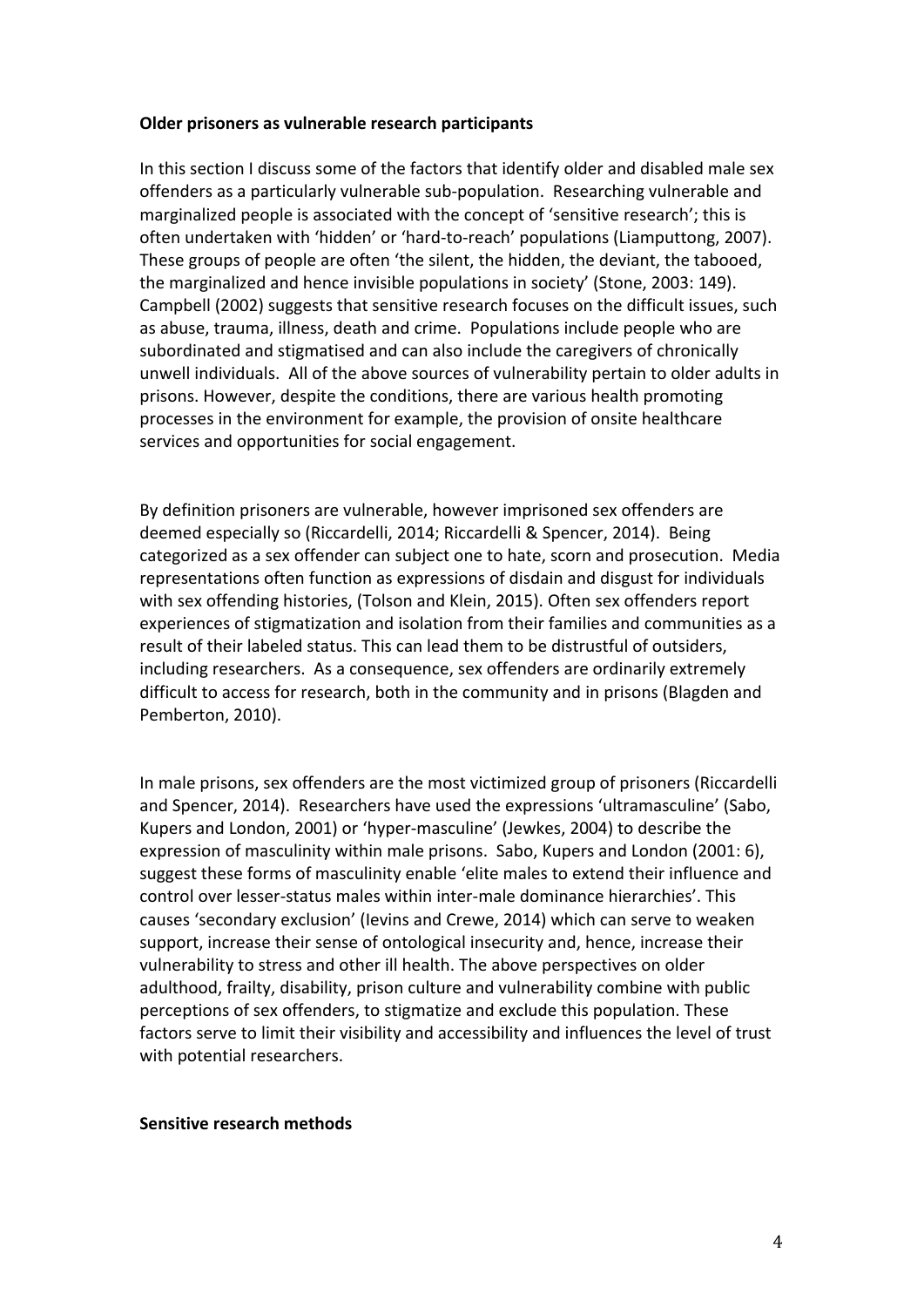**Older prisoners as vulnerable research participants**

In this section I discuss some of the factors that identify older and disabled male sex offenders as a particularly vulnerable sub-population. Researching vulnerable and marginalized people is associated with the concept of 'sensitive research'; this is often undertaken with 'hidden' or 'hard-to-reach' populations (Liamputtong, 2007). These groups of people are often 'the silent, the hidden, the deviant, the tabooed, the marginalized and hence invisible populations in society' (Stone, 2003: 149). Campbell (2002) suggests that sensitive research focuses on the difficult issues, such as abuse, trauma, illness, death and crime. Populations include people who are subordinated and stigmatised and can also include the caregivers of chronically unwell individuals. All of the above sources of vulnerability pertain to older adults in prisons. However, despite the conditions, there are various health promoting processes in the environment for example, the provision of onsite healthcare services and opportunities for social engagement.

By definition prisoners are vulnerable, however imprisoned sex offenders are deemed especially so (Riccardelli, 2014; Riccardelli & Spencer, 2014). Being categorized as a sex offender can subject one to hate, scorn and prosecution. Media representations often function as expressions of disdain and disgust for individuals with sex offending histories, (Tolson and Klein, 2015). Often sex offenders report experiences of stigmatization and isolation from their families and communities as a result of their labeled status. This can lead them to be distrustful of outsiders, including researchers. As a consequence, sex offenders are ordinarily extremely difficult to access for research, both in the community and in prisons (Blagden and Pemberton, 2010).

In male prisons, sex offenders are the most victimized group of prisoners (Riccardelli and Spencer, 2014). Researchers have used the expressions 'ultramasculine' (Sabo, Kupers and London, 2001) or 'hyper-masculine' (Jewkes, 2004) to describe the expression of masculinity within male prisons. Sabo, Kupers and London (2001: 6), suggest these forms of masculinity enable 'elite males to extend their influence and control over lesser-status males within inter-male dominance hierarchies'. This causes 'secondary exclusion' (Ievins and Crewe, 2014) which can serve to weaken support, increase their sense of ontological insecurity and, hence, increase their vulnerability to stress and other ill health. The above perspectives on older adulthood, frailty, disability, prison culture and vulnerability combine with public perceptions of sex offenders, to stigmatize and exclude this population. These factors serve to limit their visibility and accessibility and influences the level of trust with potential researchers.

**Sensitive research methods**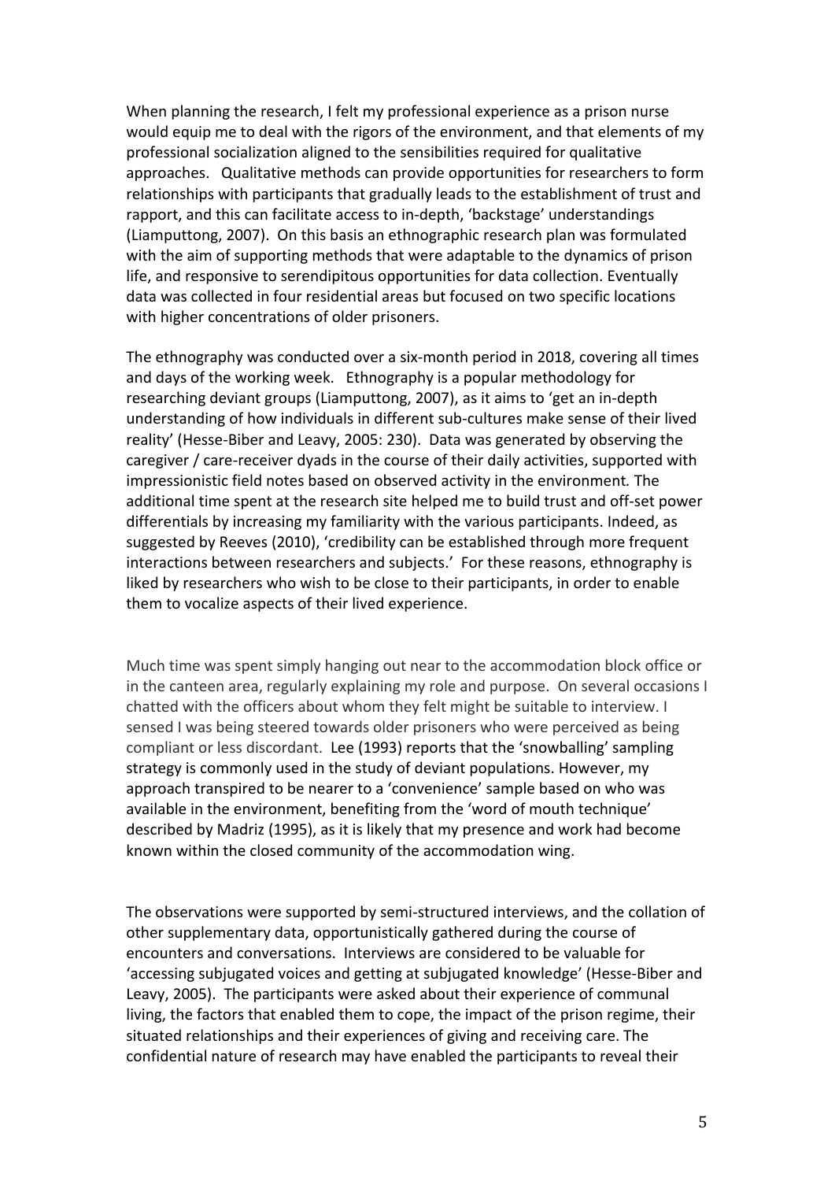When planning the research, I felt my professional experience as a prison nurse would equip me to deal with the rigors of the environment, and that elements of my professional socialization aligned to the sensibilities required for qualitative approaches. Qualitative methods can provide opportunities for researchers to form relationships with participants that gradually leads to the establishment of trust and rapport, and this can facilitate access to in-depth, 'backstage' understandings (Liamputtong, 2007). On this basis an ethnographic research plan was formulated with the aim of supporting methods that were adaptable to the dynamics of prison life, and responsive to serendipitous opportunities for data collection. Eventually data was collected in four residential areas but focused on two specific locations with higher concentrations of older prisoners.

The ethnography was conducted over a six-month period in 2018, covering all times and days of the working week. Ethnography is a popular methodology for researching deviant groups (Liamputtong, 2007), as it aims to 'get an in-depth understanding of how individuals in different sub-cultures make sense of their lived reality' (Hesse-Biber and Leavy, 2005: 230). Data was generated by observing the caregiver / care-receiver dyads in the course of their daily activities, supported with impressionistic field notes based on observed activity in the environment. The additional time spent at the research site helped me to build trust and off-set power differentials by increasing my familiarity with the various participants. Indeed, as suggested by Reeves (2010), 'credibility can be established through more frequent interactions between researchers and subjects.' For these reasons, ethnography is liked by researchers who wish to be close to their participants, in order to enable them to vocalize aspects of their lived experience.

Much time was spent simply hanging out near to the accommodation block office or in the canteen area, regularly explaining my role and purpose. On several occasions I chatted with the officers about whom they felt might be suitable to interview. I sensed I was being steered towards older prisoners who were perceived as being compliant or less discordant. Lee (1993) reports that the 'snowballing' sampling strategy is commonly used in the study of deviant populations. However, my approach transpired to be nearer to a 'convenience' sample based on who was available in the environment, benefiting from the 'word of mouth technique' described by Madriz (1995), as it is likely that my presence and work had become known within the closed community of the accommodation wing.

The observations were supported by semi-structured interviews, and the collation of other supplementary data, opportunistically gathered during the course of encounters and conversations. Interviews are considered to be valuable for 'accessing subjugated voices and getting at subjugated knowledge' (Hesse-Biber and Leavy, 2005). The participants were asked about their experience of communal living, the factors that enabled them to cope, the impact of the prison regime, their situated relationships and their experiences of giving and receiving care. The confidential nature of research may have enabled the participants to reveal their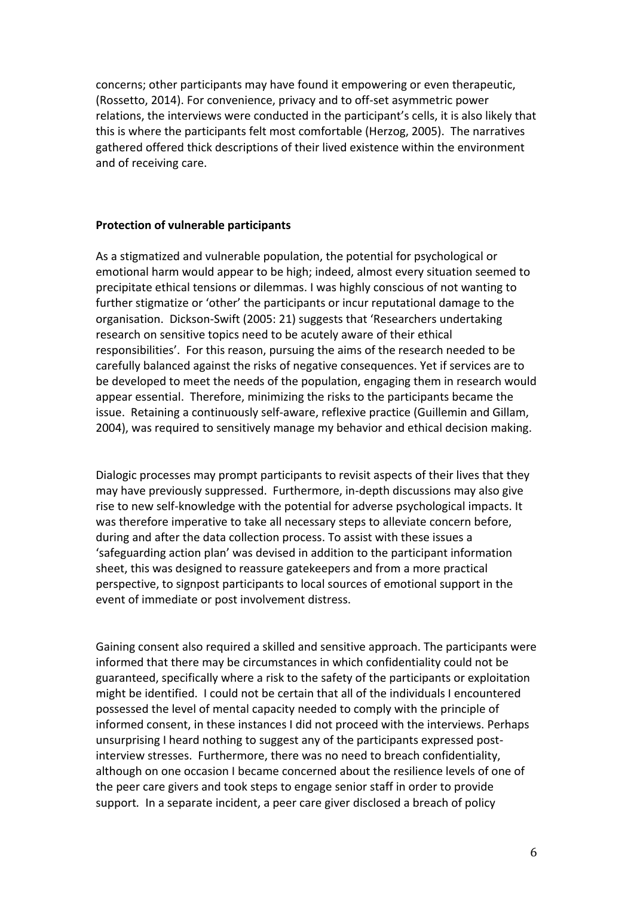concerns; other participants may have found it empowering or even therapeutic, (Rossetto, 2014). For convenience, privacy and to off-set asymmetric power relations, the interviews were conducted in the participant's cells, it is also likely that this is where the participants felt most comfortable (Herzog, 2005). The narratives gathered offered thick descriptions of their lived existence within the environment and of receiving care.

**Protection of vulnerable participants**

As a stigmatized and vulnerable population, the potential for psychological or emotional harm would appear to be high; indeed, almost every situation seemed to precipitate ethical tensions or dilemmas. I was highly conscious of not wanting to further stigmatize or 'other' the participants or incur reputational damage to the organisation. Dickson-Swift (2005: 21) suggests that 'Researchers undertaking research on sensitive topics need to be acutely aware of their ethical responsibilities'. For this reason, pursuing the aims of the research needed to be carefully balanced against the risks of negative consequences. Yet if services are to be developed to meet the needs of the population, engaging them in research would appear essential. Therefore, minimizing the risks to the participants became the issue. Retaining a continuously self-aware, reflexive practice (Guillemin and Gillam, 2004), was required to sensitively manage my behavior and ethical decision making.

Dialogic processes may prompt participants to revisit aspects of their lives that they may have previously suppressed. Furthermore, in-depth discussions may also give rise to new self-knowledge with the potential for adverse psychological impacts. It was therefore imperative to take all necessary steps to alleviate concern before, during and after the data collection process. To assist with these issues a 'safeguarding action plan' was devised in addition to the participant information sheet, this was designed to reassure gatekeepers and from a more practical perspective, to signpost participants to local sources of emotional support in the event of immediate or post involvement distress.

Gaining consent also required a skilled and sensitive approach. The participants were informed that there may be circumstances in which confidentiality could not be guaranteed, specifically where a risk to the safety of the participants or exploitation might be identified. I could not be certain that all of the individuals I encountered possessed the level of mental capacity needed to comply with the principle of informed consent, in these instances I did not proceed with the interviews. Perhaps unsurprising I heard nothing to suggest any of the participants expressed post-interview stresses. Furthermore, there was no need to breach confidentiality, although on one occasion I became concerned about the resilience levels of one of the peer care givers and took steps to engage senior staff in order to provide support. In a separate incident, a peer care giver disclosed a breach of policy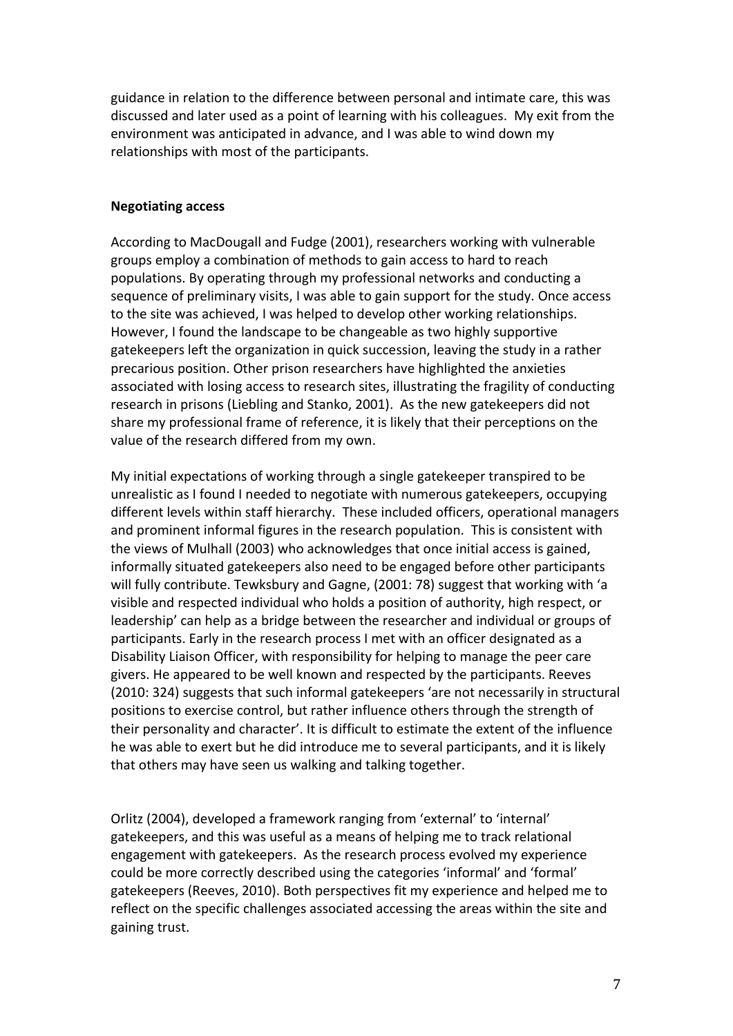guidance in relation to the difference between personal and intimate care, this was discussed and later used as a point of learning with his colleagues. My exit from the environment was anticipated in advance, and I was able to wind down my relationships with most of the participants.

**Negotiating access**

According to MacDougall and Fudge (2001), researchers working with vulnerable groups employ a combination of methods to gain access to hard to reach populations. By operating through my professional networks and conducting a sequence of preliminary visits, I was able to gain support for the study. Once access to the site was achieved, I was helped to develop other working relationships. However, I found the landscape to be changeable as two highly supportive gatekeepers left the organization in quick succession, leaving the study in a rather precarious position. Other prison researchers have highlighted the anxieties associated with losing access to research sites, illustrating the fragility of conducting research in prisons (Liebling and Stanko, 2001). As the new gatekeepers did not share my professional frame of reference, it is likely that their perceptions on the value of the research differed from my own.

My initial expectations of working through a single gatekeeper transpired to be unrealistic as I found I needed to negotiate with numerous gatekeepers, occupying different levels within staff hierarchy. These included officers, operational managers and prominent informal figures in the research population. This is consistent with the views of Mulhall (2003) who acknowledges that once initial access is gained, informally situated gatekeepers also need to be engaged before other participants will fully contribute. Tewksbury and Gagne, (2001: 78) suggest that working with 'a visible and respected individual who holds a position of authority, high respect, or leadership' can help as a bridge between the researcher and individual or groups of participants. Early in the research process I met with an officer designated as a Disability Liaison Officer, with responsibility for helping to manage the peer care givers. He appeared to be well known and respected by the participants. Reeves (2010: 324) suggests that such informal gatekeepers 'are not necessarily in structural positions to exercise control, but rather influence others through the strength of their personality and character'. It is difficult to estimate the extent of the influence he was able to exert but he did introduce me to several participants, and it is likely that others may have seen us walking and talking together.

Orlitz (2004), developed a framework ranging from 'external' to 'internal' gatekeepers, and this was useful as a means of helping me to track relational engagement with gatekeepers. As the research process evolved my experience could be more correctly described using the categories 'informal' and 'formal' gatekeepers (Reeves, 2010). Both perspectives fit my experience and helped me to reflect on the specific challenges associated accessing the areas within the site and gaining trust.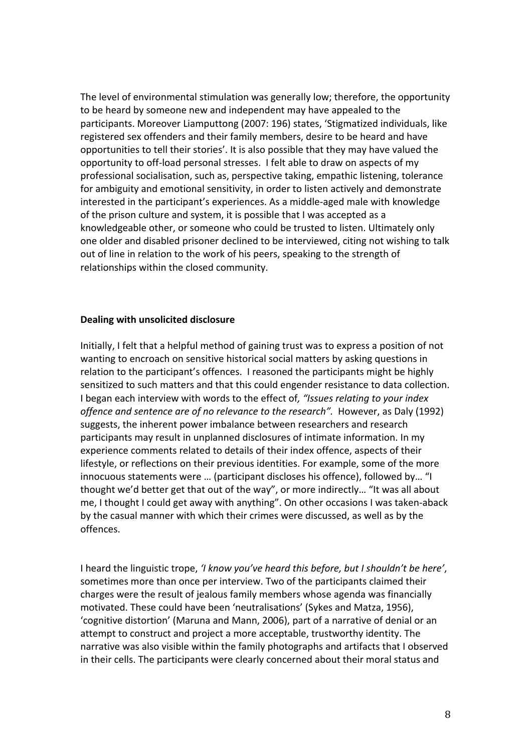The level of environmental stimulation was generally low; therefore, the opportunity to be heard by someone new and independent may have appealed to the participants. Moreover Liamputtong (2007: 196) states, 'Stigmatized individuals, like registered sex offenders and their family members, desire to be heard and have opportunities to tell their stories'. It is also possible that they may have valued the opportunity to off-load personal stresses. I felt able to draw on aspects of my professional socialisation, such as, perspective taking, empathic listening, tolerance for ambiguity and emotional sensitivity, in order to listen actively and demonstrate interested in the participant's experiences. As a middle-aged male with knowledge of the prison culture and system, it is possible that I was accepted as a knowledgeable other, or someone who could be trusted to listen. Ultimately only one older and disabled prisoner declined to be interviewed, citing not wishing to talk out of line in relation to the work of his peers, speaking to the strength of relationships within the closed community.

**Dealing with unsolicited disclosure**

Initially, I felt that a helpful method of gaining trust was to express a position of not wanting to encroach on sensitive historical social matters by asking questions in relation to the participant's offences. I reasoned the participants might be highly sensitized to such matters and that this could engender resistance to data collection. I began each interview with words to the effect of, *"Issues relating to your index offence and sentence are of no relevance to the research".* However, as Daly (1992) suggests, the inherent power imbalance between researchers and research participants may result in unplanned disclosures of intimate information. In my experience comments related to details of their index offence, aspects of their lifestyle, or reflections on their previous identities. For example, some of the more innocuous statements were … (participant discloses his offence), followed by… "I thought we'd better get that out of the way", or more indirectly… "It was all about me, I thought I could get away with anything". On other occasions I was taken-aback by the casual manner with which their crimes were discussed, as well as by the offences.

I heard the linguistic trope, *'I know you've heard this before, but I shouldn't be here'*, sometimes more than once per interview. Two of the participants claimed their charges were the result of jealous family members whose agenda was financially motivated. These could have been 'neutralisations' (Sykes and Matza, 1956), 'cognitive distortion' (Maruna and Mann, 2006), part of a narrative of denial or an attempt to construct and project a more acceptable, trustworthy identity. The narrative was also visible within the family photographs and artifacts that I observed in their cells. The participants were clearly concerned about their moral status and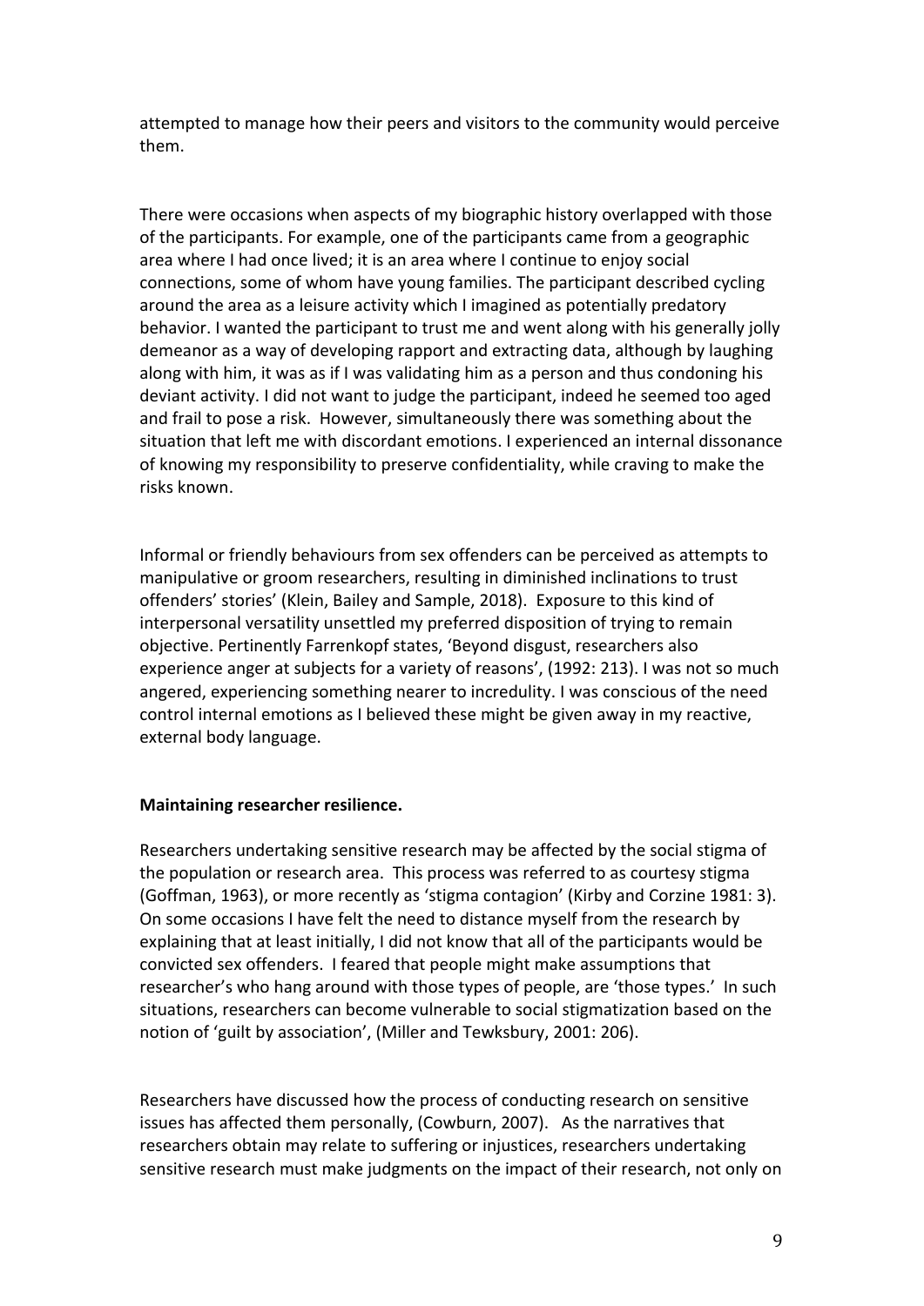attempted to manage how their peers and visitors to the community would perceive them.

There were occasions when aspects of my biographic history overlapped with those of the participants. For example, one of the participants came from a geographic area where I had once lived; it is an area where I continue to enjoy social connections, some of whom have young families. The participant described cycling around the area as a leisure activity which I imagined as potentially predatory behavior. I wanted the participant to trust me and went along with his generally jolly demeanor as a way of developing rapport and extracting data, although by laughing along with him, it was as if I was validating him as a person and thus condoning his deviant activity. I did not want to judge the participant, indeed he seemed too aged and frail to pose a risk. However, simultaneously there was something about the situation that left me with discordant emotions. I experienced an internal dissonance of knowing my responsibility to preserve confidentiality, while craving to make the risks known.

Informal or friendly behaviours from sex offenders can be perceived as attempts to manipulative or groom researchers, resulting in diminished inclinations to trust offenders' stories' (Klein, Bailey and Sample, 2018). Exposure to this kind of interpersonal versatility unsettled my preferred disposition of trying to remain objective. Pertinently Farrenkopf states, 'Beyond disgust, researchers also experience anger at subjects for a variety of reasons', (1992: 213). I was not so much angered, experiencing something nearer to incredulity. I was conscious of the need control internal emotions as I believed these might be given away in my reactive, external body language.

**Maintaining researcher resilience.**

Researchers undertaking sensitive research may be affected by the social stigma of the population or research area. This process was referred to as courtesy stigma (Goffman, 1963), or more recently as 'stigma contagion' (Kirby and Corzine 1981: 3). On some occasions I have felt the need to distance myself from the research by explaining that at least initially, I did not know that all of the participants would be convicted sex offenders. I feared that people might make assumptions that researcher's who hang around with those types of people, are 'those types.' In such situations, researchers can become vulnerable to social stigmatization based on the notion of 'guilt by association', (Miller and Tewksbury, 2001: 206).

Researchers have discussed how the process of conducting research on sensitive issues has affected them personally, (Cowburn, 2007). As the narratives that researchers obtain may relate to suffering or injustices, researchers undertaking sensitive research must make judgments on the impact of their research, not only on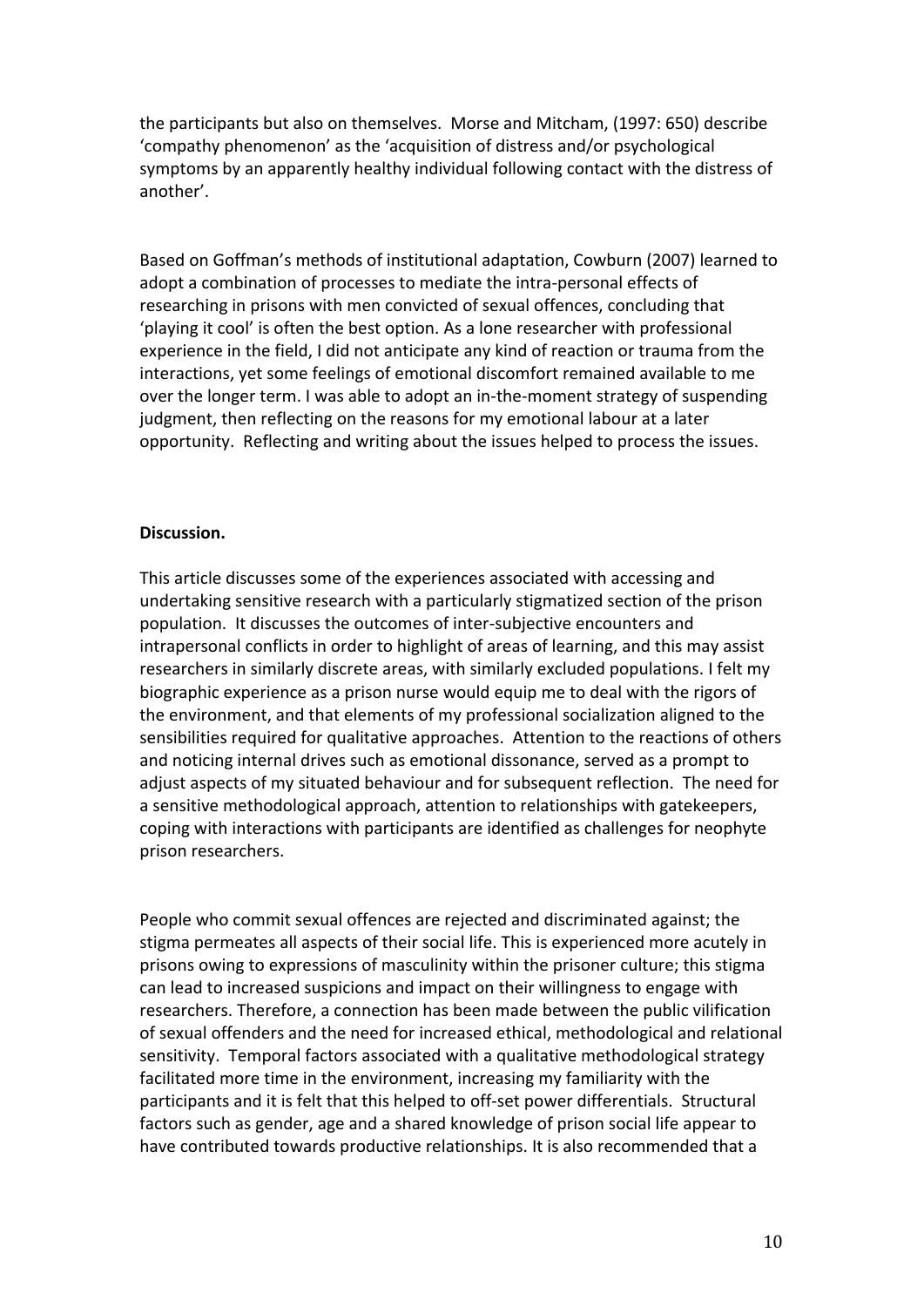the participants but also on themselves. Morse and Mitcham, (1997: 650) describe 'compathy phenomenon' as the 'acquisition of distress and/or psychological symptoms by an apparently healthy individual following contact with the distress of another'.

Based on Goffman's methods of institutional adaptation, Cowburn (2007) learned to adopt a combination of processes to mediate the intra-personal effects of researching in prisons with men convicted of sexual offences, concluding that 'playing it cool' is often the best option. As a lone researcher with professional experience in the field, I did not anticipate any kind of reaction or trauma from the interactions, yet some feelings of emotional discomfort remained available to me over the longer term. I was able to adopt an in-the-moment strategy of suspending judgment, then reflecting on the reasons for my emotional labour at a later opportunity. Reflecting and writing about the issues helped to process the issues.

**Discussion.**

This article discusses some of the experiences associated with accessing and undertaking sensitive research with a particularly stigmatized section of the prison population. It discusses the outcomes of inter-subjective encounters and intrapersonal conflicts in order to highlight of areas of learning, and this may assist researchers in similarly discrete areas, with similarly excluded populations. I felt my biographic experience as a prison nurse would equip me to deal with the rigors of the environment, and that elements of my professional socialization aligned to the sensibilities required for qualitative approaches. Attention to the reactions of others and noticing internal drives such as emotional dissonance, served as a prompt to adjust aspects of my situated behaviour and for subsequent reflection. The need for a sensitive methodological approach, attention to relationships with gatekeepers, coping with interactions with participants are identified as challenges for neophyte prison researchers.

People who commit sexual offences are rejected and discriminated against; the stigma permeates all aspects of their social life. This is experienced more acutely in prisons owing to expressions of masculinity within the prisoner culture; this stigma can lead to increased suspicions and impact on their willingness to engage with researchers. Therefore, a connection has been made between the public vilification of sexual offenders and the need for increased ethical, methodological and relational sensitivity. Temporal factors associated with a qualitative methodological strategy facilitated more time in the environment, increasing my familiarity with the participants and it is felt that this helped to off-set power differentials. Structural factors such as gender, age and a shared knowledge of prison social life appear to have contributed towards productive relationships. It is also recommended that a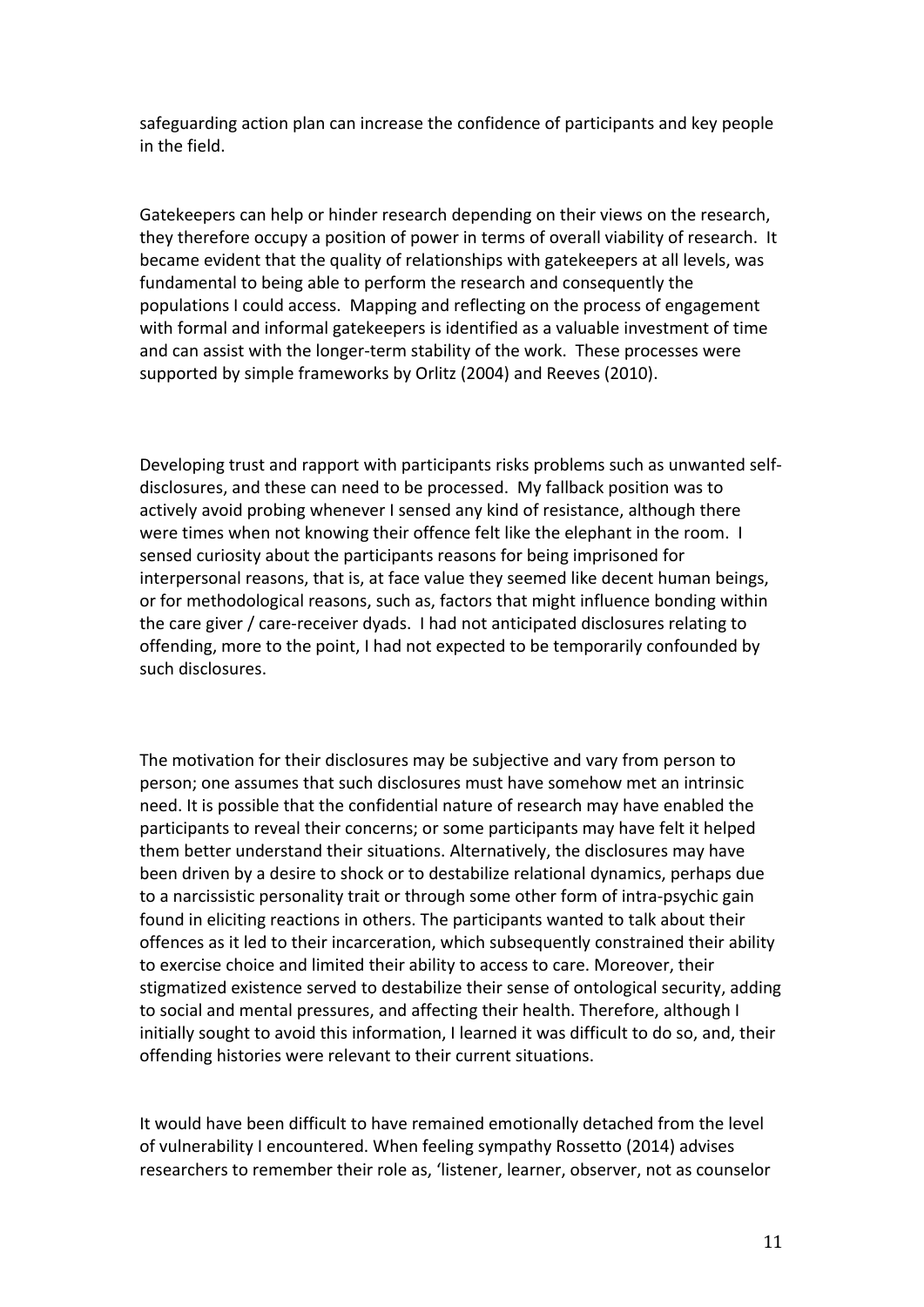safeguarding action plan can increase the confidence of participants and key people in the field.

Gatekeepers can help or hinder research depending on their views on the research, they therefore occupy a position of power in terms of overall viability of research. It became evident that the quality of relationships with gatekeepers at all levels, was fundamental to being able to perform the research and consequently the populations I could access. Mapping and reflecting on the process of engagement with formal and informal gatekeepers is identified as a valuable investment of time and can assist with the longer-term stability of the work. These processes were supported by simple frameworks by Orlitz (2004) and Reeves (2010).

Developing trust and rapport with participants risks problems such as unwanted self-disclosures, and these can need to be processed. My fallback position was to actively avoid probing whenever I sensed any kind of resistance, although there were times when not knowing their offence felt like the elephant in the room. I sensed curiosity about the participants reasons for being imprisoned for interpersonal reasons, that is, at face value they seemed like decent human beings, or for methodological reasons, such as, factors that might influence bonding within the care giver / care-receiver dyads. I had not anticipated disclosures relating to offending, more to the point, I had not expected to be temporarily confounded by such disclosures.

The motivation for their disclosures may be subjective and vary from person to person; one assumes that such disclosures must have somehow met an intrinsic need. It is possible that the confidential nature of research may have enabled the participants to reveal their concerns; or some participants may have felt it helped them better understand their situations. Alternatively, the disclosures may have been driven by a desire to shock or to destabilize relational dynamics, perhaps due to a narcissistic personality trait or through some other form of intra-psychic gain found in eliciting reactions in others. The participants wanted to talk about their offences as it led to their incarceration, which subsequently constrained their ability to exercise choice and limited their ability to access to care. Moreover, their stigmatized existence served to destabilize their sense of ontological security, adding to social and mental pressures, and affecting their health. Therefore, although I initially sought to avoid this information, I learned it was difficult to do so, and, their offending histories were relevant to their current situations.

It would have been difficult to have remained emotionally detached from the level of vulnerability I encountered. When feeling sympathy Rossetto (2014) advises researchers to remember their role as, 'listener, learner, observer, not as counselor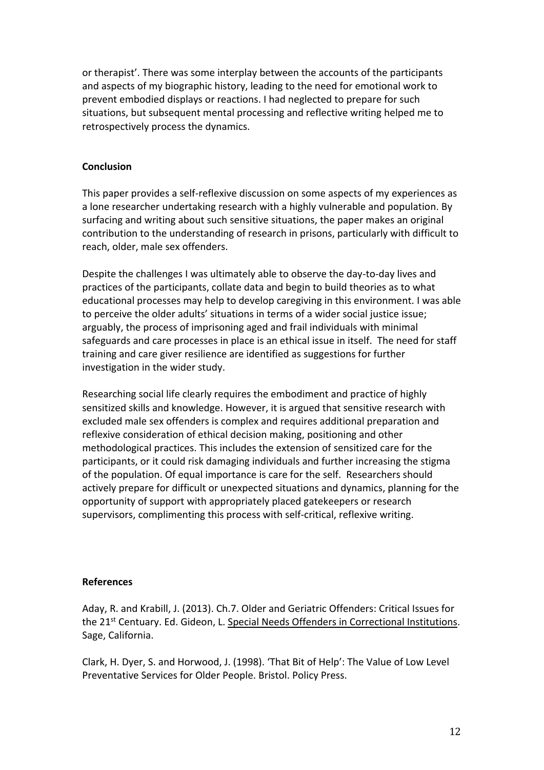or therapist'. There was some interplay between the accounts of the participants and aspects of my biographic history, leading to the need for emotional work to prevent embodied displays or reactions. I had neglected to prepare for such situations, but subsequent mental processing and reflective writing helped me to retrospectively process the dynamics.

## Conclusion

This paper provides a self-reflexive discussion on some aspects of my experiences as a lone researcher undertaking research with a highly vulnerable and population. By surfacing and writing about such sensitive situations, the paper makes an original contribution to the understanding of research in prisons, particularly with difficult to reach, older, male sex offenders.

Despite the challenges I was ultimately able to observe the day-to-day lives and practices of the participants, collate data and begin to build theories as to what educational processes may help to develop caregiving in this environment. I was able to perceive the older adults' situations in terms of a wider social justice issue; arguably, the process of imprisoning aged and frail individuals with minimal safeguards and care processes in place is an ethical issue in itself. The need for staff training and care giver resilience are identified as suggestions for further investigation in the wider study.

Researching social life clearly requires the embodiment and practice of highly sensitized skills and knowledge. However, it is argued that sensitive research with excluded male sex offenders is complex and requires additional preparation and reflexive consideration of ethical decision making, positioning and other methodological practices. This includes the extension of sensitized care for the participants, or it could risk damaging individuals and further increasing the stigma of the population. Of equal importance is care for the self. Researchers should actively prepare for difficult or unexpected situations and dynamics, planning for the opportunity of support with appropriately placed gatekeepers or research supervisors, complimenting this process with self-critical, reflexive writing.

## References

Aday, R. and Krabill, J. (2013). Ch.7. Older and Geriatric Offenders: Critical Issues for the 21st Century. Ed. Gideon, L. Special Needs Offenders in Correctional Institutions. Sage, California.

Clark, H. Dyer, S. and Horwood, J. (1998). 'That Bit of Help': The Value of Low Level Preventative Services for Older People. Bristol. Policy Press.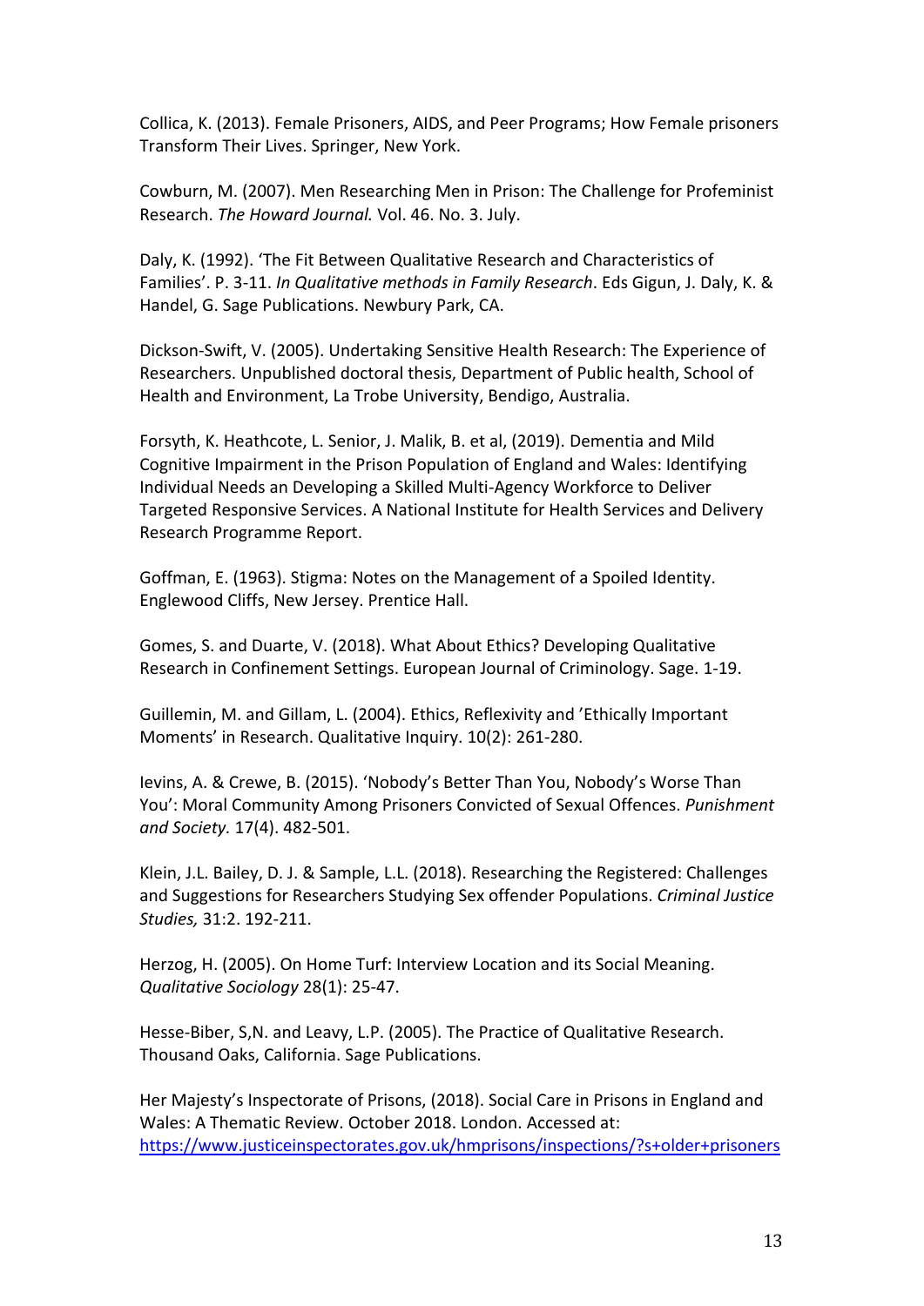Collica, K. (2013). Female Prisoners, AIDS, and Peer Programs; How Female prisoners Transform Their Lives. Springer, New York.

Cowburn, M. (2007). Men Researching Men in Prison: The Challenge for Profeminist Research. *The Howard Journal.* Vol. 46. No. 3. July.

Daly, K. (1992). 'The Fit Between Qualitative Research and Characteristics of Families'. P. 3-11. *In Qualitative methods in Family Research*. Eds Gigun, J. Daly, K. & Handel, G. Sage Publications. Newbury Park, CA.

Dickson-Swift, V. (2005). Undertaking Sensitive Health Research: The Experience of Researchers. Unpublished doctoral thesis, Department of Public health, School of Health and Environment, La Trobe University, Bendigo, Australia.

Forsyth, K. Heathcote, L. Senior, J. Malik, B. et al, (2019). Dementia and Mild Cognitive Impairment in the Prison Population of England and Wales: Identifying Individual Needs an Developing a Skilled Multi-Agency Workforce to Deliver Targeted Responsive Services. A National Institute for Health Services and Delivery Research Programme Report.

Goffman, E. (1963). Stigma: Notes on the Management of a Spoiled Identity. Englewood Cliffs, New Jersey. Prentice Hall.

Gomes, S. and Duarte, V. (2018). What About Ethics? Developing Qualitative Research in Confinement Settings. European Journal of Criminology. Sage. 1-19.

Guillemin, M. and Gillam, L. (2004). Ethics, Reflexivity and 'Ethically Important Moments' in Research. Qualitative Inquiry. 10(2): 261-280.

Ievins, A. & Crewe, B. (2015). 'Nobody's Better Than You, Nobody's Worse Than You': Moral Community Among Prisoners Convicted of Sexual Offences. *Punishment and Society.* 17(4). 482-501.

Klein, J.L. Bailey, D. J. & Sample, L.L. (2018). Researching the Registered: Challenges and Suggestions for Researchers Studying Sex offender Populations. *Criminal Justice Studies,* 31:2. 192-211.

Herzog, H. (2005). On Home Turf: Interview Location and its Social Meaning. *Qualitative Sociology* 28(1): 25-47.

Hesse-Biber, S,N. and Leavy, L.P. (2005). The Practice of Qualitative Research. Thousand Oaks, California. Sage Publications.

Her Majesty's Inspectorate of Prisons, (2018). Social Care in Prisons in England and Wales: A Thematic Review. October 2018. London. Accessed at: https://www.justiceinspectorates.gov.uk/hmprisons/inspections/?s+older+prisoners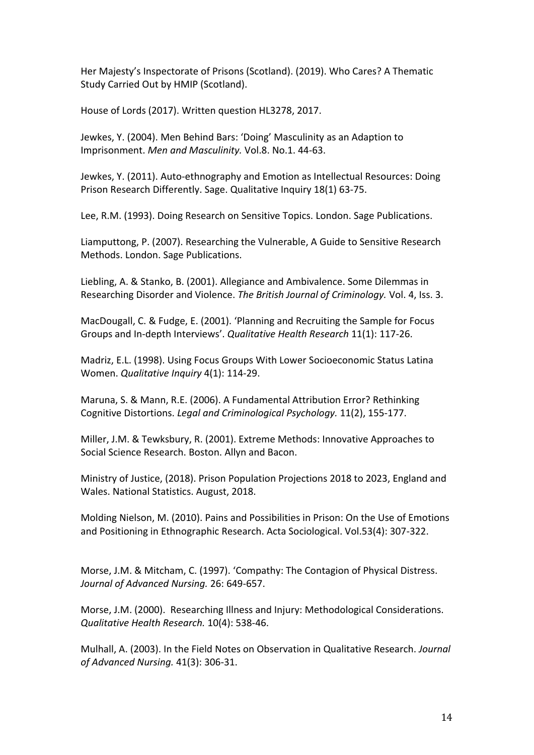Her Majesty's Inspectorate of Prisons (Scotland). (2019). Who Cares? A Thematic Study Carried Out by HMIP (Scotland).

House of Lords (2017). Written question HL3278, 2017.

Jewkes, Y. (2004). Men Behind Bars: 'Doing' Masculinity as an Adaption to Imprisonment. *Men and Masculinity.* Vol.8. No.1. 44-63.

Jewkes, Y. (2011). Auto-ethnography and Emotion as Intellectual Resources: Doing Prison Research Differently. Sage. Qualitative Inquiry 18(1) 63-75.

Lee, R.M. (1993). Doing Research on Sensitive Topics. London. Sage Publications.

Liamputtong, P. (2007). Researching the Vulnerable, A Guide to Sensitive Research Methods. London. Sage Publications.

Liebling, A. & Stanko, B. (2001). Allegiance and Ambivalence. Some Dilemmas in Researching Disorder and Violence. *The British Journal of Criminology.* Vol. 4, Iss. 3.

MacDougall, C. & Fudge, E. (2001). 'Planning and Recruiting the Sample for Focus Groups and In-depth Interviews'. *Qualitative Health Research* 11(1): 117-26.

Madriz, E.L. (1998). Using Focus Groups With Lower Socioeconomic Status Latina Women. *Qualitative Inquiry* 4(1): 114-29.

Maruna, S. & Mann, R.E. (2006). A Fundamental Attribution Error? Rethinking Cognitive Distortions. *Legal and Criminological Psychology.* 11(2), 155-177.

Miller, J.M. & Tewksbury, R. (2001). Extreme Methods: Innovative Approaches to Social Science Research. Boston. Allyn and Bacon.

Ministry of Justice, (2018). Prison Population Projections 2018 to 2023, England and Wales. National Statistics. August, 2018.

Molding Nielson, M. (2010). Pains and Possibilities in Prison: On the Use of Emotions and Positioning in Ethnographic Research. Acta Sociological. Vol.53(4): 307-322.

Morse, J.M. & Mitcham, C. (1997). 'Compathy: The Contagion of Physical Distress. *Journal of Advanced Nursing.* 26: 649-657.

Morse, J.M. (2000). Researching Illness and Injury: Methodological Considerations. *Qualitative Health Research.* 10(4): 538-46.

Mulhall, A. (2003). In the Field Notes on Observation in Qualitative Research. *Journal of Advanced Nursing.* 41(3): 306-31.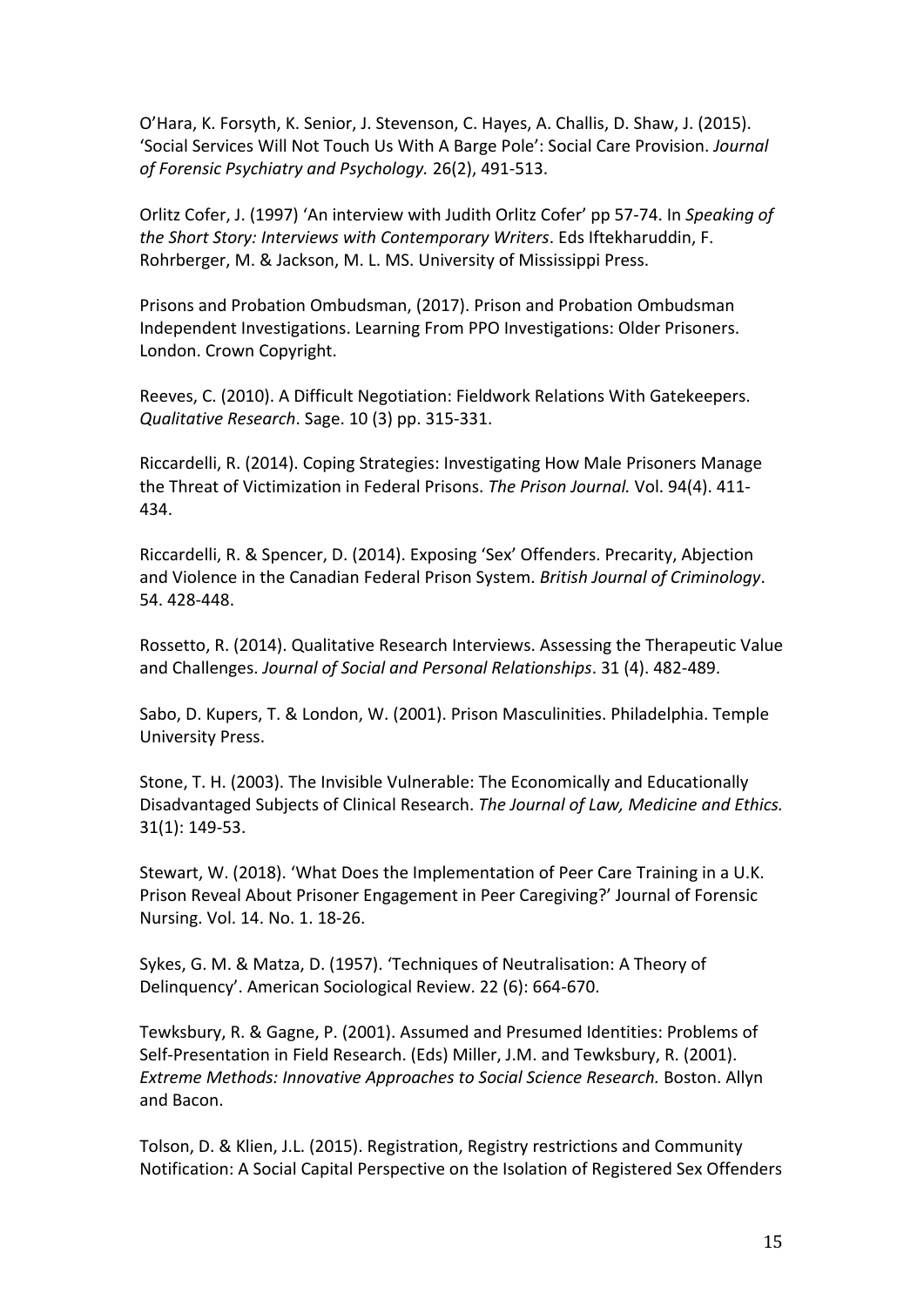O'Hara, K. Forsyth, K. Senior, J. Stevenson, C. Hayes, A. Challis, D. Shaw, J. (2015). 'Social Services Will Not Touch Us With A Barge Pole': Social Care Provision. *Journal of Forensic Psychiatry and Psychology.* 26(2), 491-513.

Orlitz Cofer, J. (1997) 'An interview with Judith Orlitz Cofer' pp 57-74. In *Speaking of the Short Story: Interviews with Contemporary Writers*. Eds Iftekharuddin, F. Rohrberger, M. & Jackson, M. L. MS. University of Mississippi Press.

Prisons and Probation Ombudsman, (2017). Prison and Probation Ombudsman Independent Investigations. Learning From PPO Investigations: Older Prisoners. London. Crown Copyright.

Reeves, C. (2010). A Difficult Negotiation: Fieldwork Relations With Gatekeepers. *Qualitative Research*. Sage. 10 (3) pp. 315-331.

Riccardelli, R. (2014). Coping Strategies: Investigating How Male Prisoners Manage the Threat of Victimization in Federal Prisons. *The Prison Journal.* Vol. 94(4). 411-434.

Riccardelli, R. & Spencer, D. (2014). Exposing 'Sex' Offenders. Precarity, Abjection and Violence in the Canadian Federal Prison System. *British Journal of Criminology*. 54. 428-448.

Rossetto, R. (2014). Qualitative Research Interviews. Assessing the Therapeutic Value and Challenges. *Journal of Social and Personal Relationships*. 31 (4). 482-489.

Sabo, D. Kupers, T. & London, W. (2001). Prison Masculinities. Philadelphia. Temple University Press.

Stone, T. H. (2003). The Invisible Vulnerable: The Economically and Educationally Disadvantaged Subjects of Clinical Research. *The Journal of Law, Medicine and Ethics.* 31(1): 149-53.

Stewart, W. (2018). 'What Does the Implementation of Peer Care Training in a U.K. Prison Reveal About Prisoner Engagement in Peer Caregiving?' Journal of Forensic Nursing. Vol. 14. No. 1. 18-26.

Sykes, G. M. & Matza, D. (1957). 'Techniques of Neutralisation: A Theory of Delinquency'. American Sociological Review. 22 (6): 664-670.

Tewksbury, R. & Gagne, P. (2001). Assumed and Presumed Identities: Problems of Self-Presentation in Field Research. (Eds) Miller, J.M. and Tewksbury, R. (2001). *Extreme Methods: Innovative Approaches to Social Science Research.* Boston. Allyn and Bacon.

Tolson, D. & Klien, J.L. (2015). Registration, Registry restrictions and Community Notification: A Social Capital Perspective on the Isolation of Registered Sex Offenders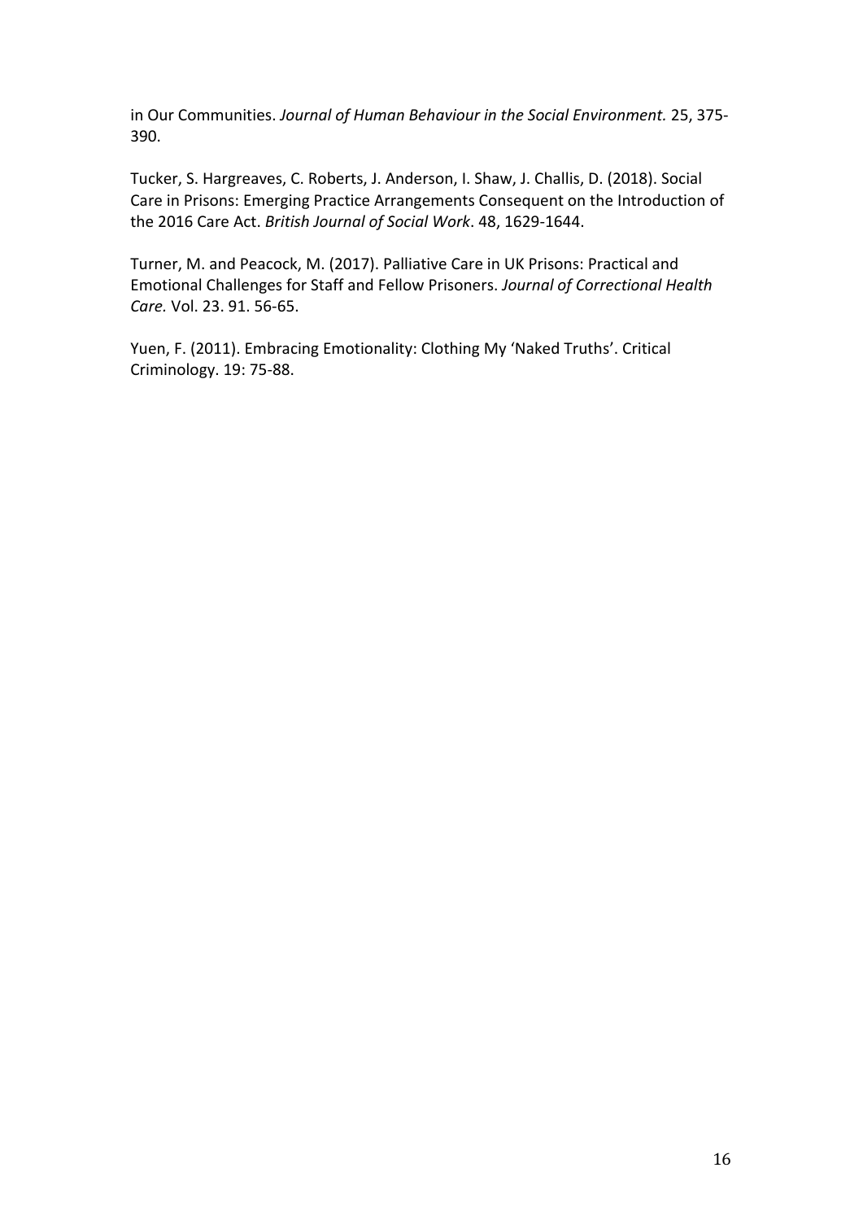in Our Communities. *Journal of Human Behaviour in the Social Environment.* 25, 375-390.

Tucker, S. Hargreaves, C. Roberts, J. Anderson, I. Shaw, J. Challis, D. (2018). Social Care in Prisons: Emerging Practice Arrangements Consequent on the Introduction of the 2016 Care Act. *British Journal of Social Work*. 48, 1629-1644.

Turner, M. and Peacock, M. (2017). Palliative Care in UK Prisons: Practical and Emotional Challenges for Staff and Fellow Prisoners. *Journal of Correctional Health Care.* Vol. 23. 91. 56-65.

Yuen, F. (2011). Embracing Emotionality: Clothing My 'Naked Truths'. Critical Criminology. 19: 75-88.